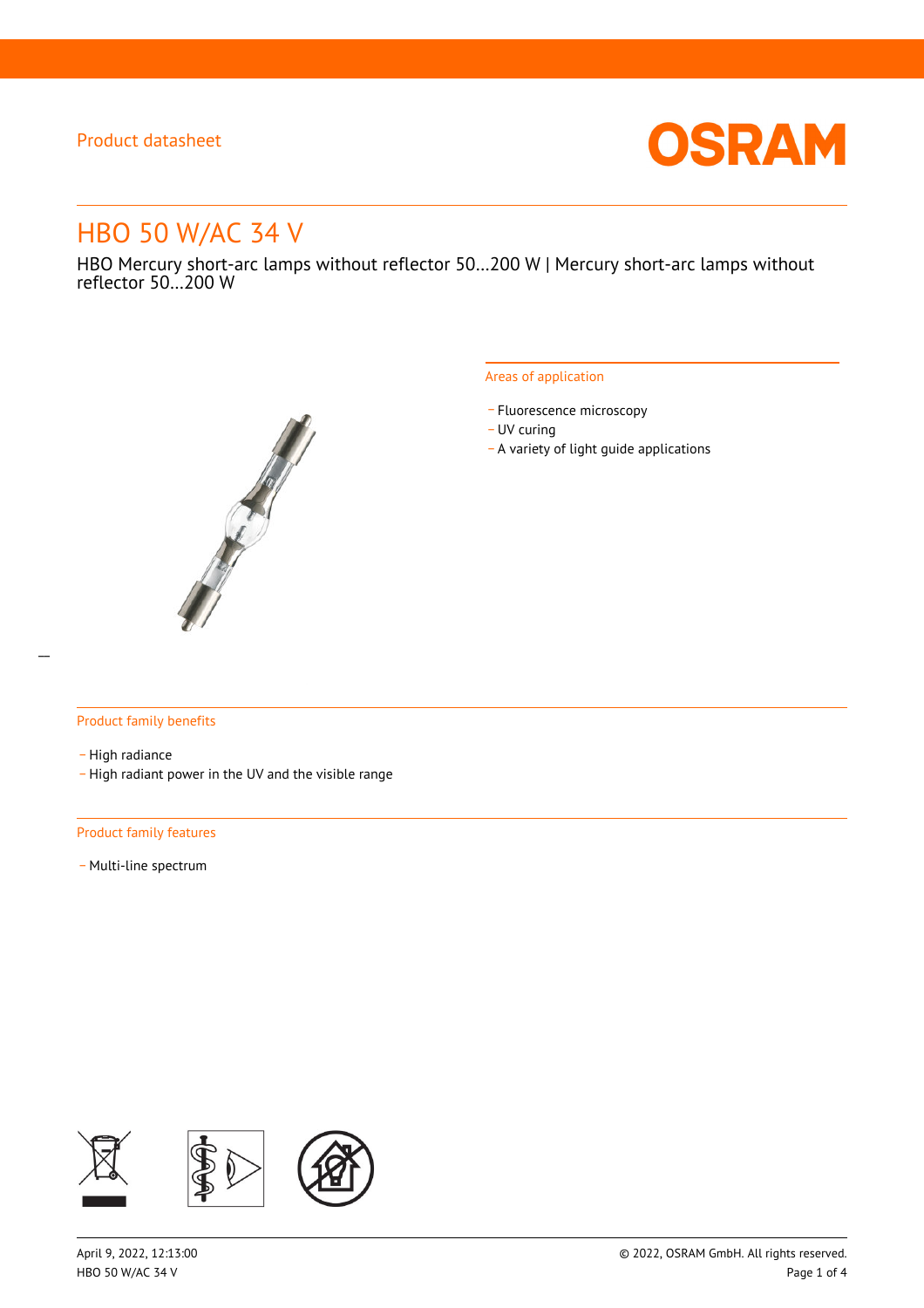Product datasheet

# HBO 50 W/AC 34 V

HBO Mercury short-arc lamps without reflector 50…200 W | Mercury short-arc lamps without reflector 50…200 W

## Areas of application

- Fluorescence microscopy
- UV curing
- A variety of light guide applications

## Product family benefits

- High radiance
- High radiant power in the UV and the visible range

## Product family features

- Multi-line spectrum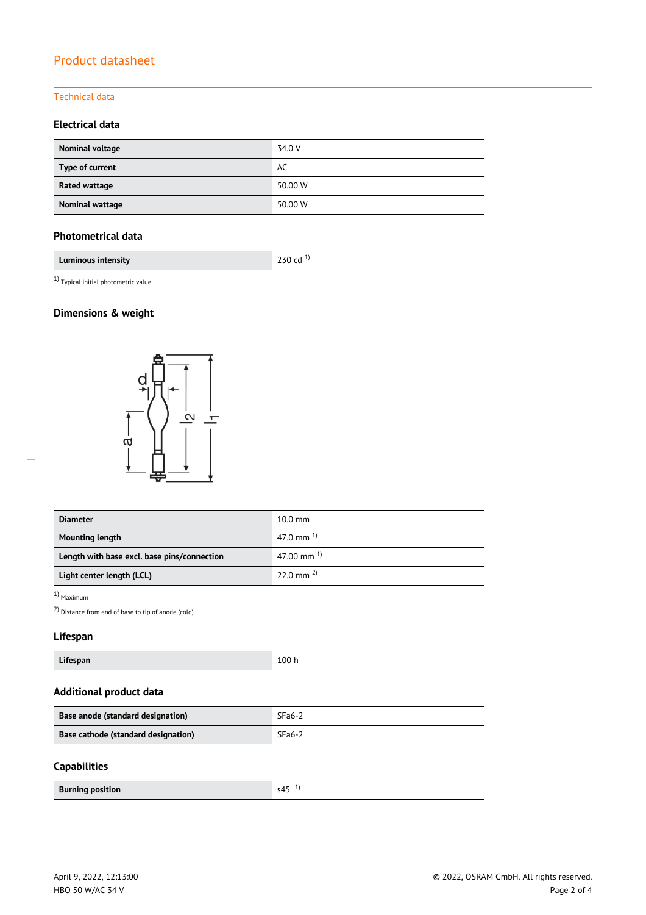Product datasheet

Technical data

### Electrical data

| | |
|---|---|
| **Nominal voltage** | 34.0 V |
| **Type of current** | AC |
| **Rated wattage** | 50.00 W |
| **Nominal wattage** | 50.00 W |

### Photometrical data

| | |
|---|---|
| **Luminous intensity** | 230 cd [1] |

[1] Typical initial photometric value

### Dimensions & weight

| | |
|---|---|
| **Diameter** | 10.0 mm |
| **Mounting length** | 47.0 mm [1] |
| **Length with base excl. base pins/connection** | 47.00 mm [1] |
| **Light center length (LCL)** | 22.0 mm [2] |

[1] Maximum

[2] Distance from end of base to tip of anode (cold)

### Lifespan

| | |
|---|---|
| **Lifespan** | 100 h |

### Additional product data

| | |
|---|---|
| **Base anode (standard designation)** | SFa6-2 |
| **Base cathode (standard designation)** | SFa6-2 |

### Capabilities

| | |
|---|---|
| **Burning position** | s45 [1] |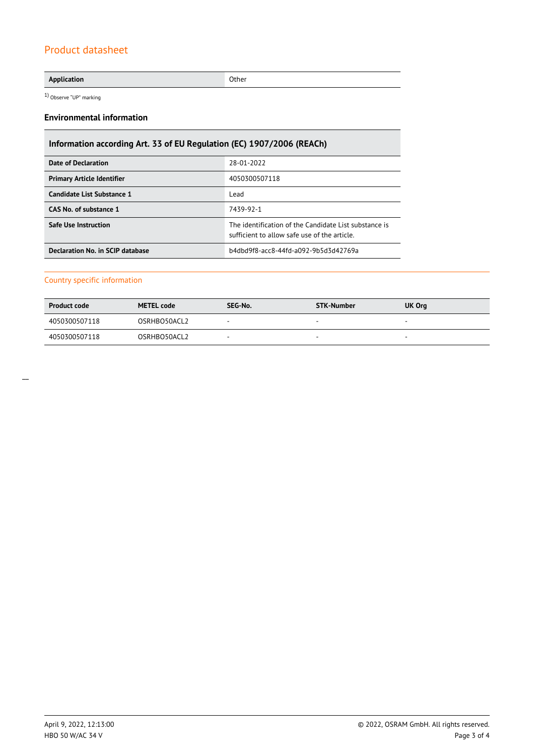| Application | Other |
|---|---|

1) Observe "UP" marking

### Environmental information

| Information according Art. 33 of EU Regulation (EC) 1907/2006 (REACh) | |
|---|---|
| **Date of Declaration** | 28-01-2022 |
| **Primary Article Identifier** | 4050300507118 |
| **Candidate List Substance 1** | Lead |
| **CAS No. of substance 1** | 7439-92-1 |
| **Safe Use Instruction** | The identification of the Candidate List substance is sufficient to allow safe use of the article. |
| **Declaration No. in SCIP database** | b4dbd9f8-acc8-44fd-a092-9b5d3d42769a |

## Country specific information

| Product code | METEL code | SEG-No. | STK-Number | UK Org |
|---|---|---|---|---|
| 4050300507118 | OSRHBO50ACL2 | - | - | - |
| 4050300507118 | OSRHBO50ACL2 | - | - | - |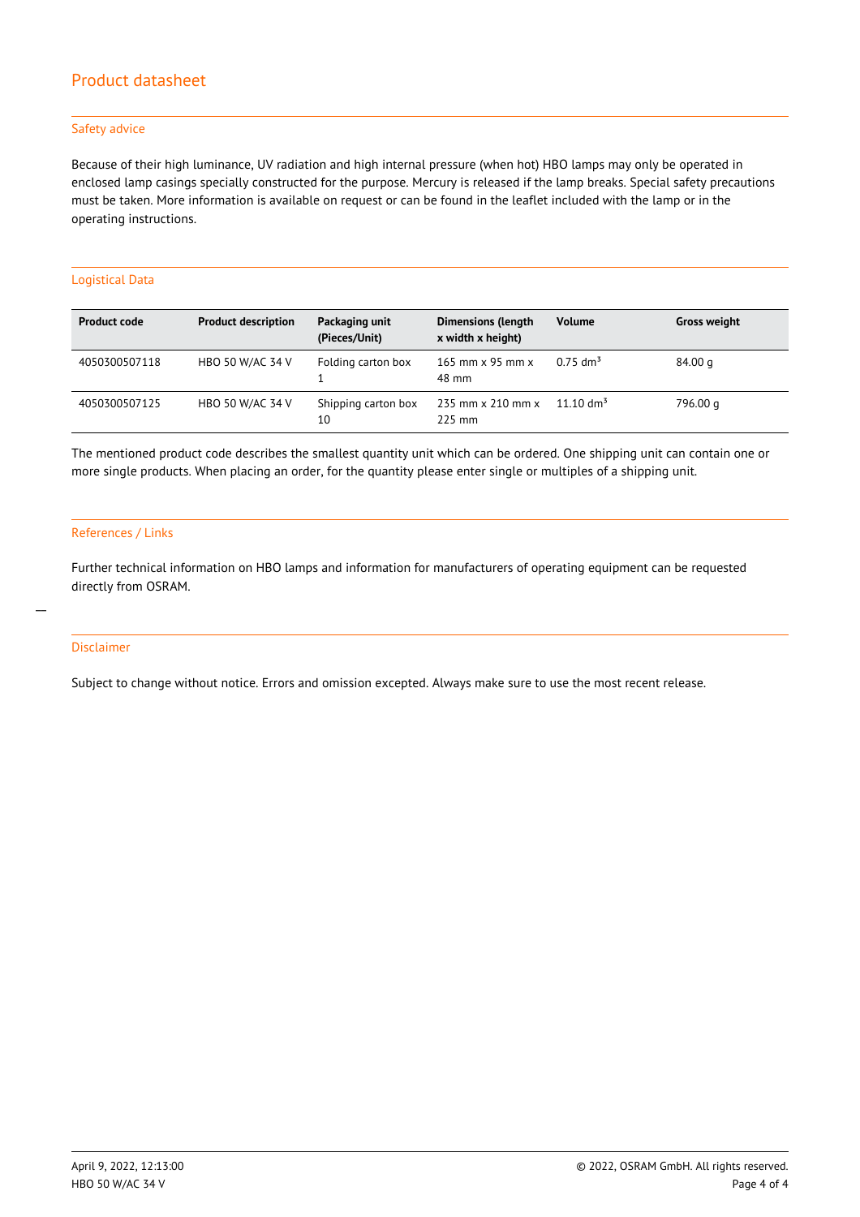## Safety advice

Because of their high luminance, UV radiation and high internal pressure (when hot) HBO lamps may only be operated in enclosed lamp casings specially constructed for the purpose. Mercury is released if the lamp breaks. Special safety precautions must be taken. More information is available on request or can be found in the leaflet included with the lamp or in the operating instructions.

## Logistical Data

| Product code | Product description | Packaging unit (Pieces/Unit) | Dimensions (length x width x height) | Volume | Gross weight |
|---|---|---|---|---|---|
| 4050300507118 | HBO 50 W/AC 34 V | Folding carton box 1 | 165 mm x 95 mm x 48 mm | 0.75 $dm^3$ | 84.00 g |
| 4050300507125 | HBO 50 W/AC 34 V | Shipping carton box 10 | 235 mm x 210 mm x 225 mm | 11.10 $dm^3$ | 796.00 g |

The mentioned product code describes the smallest quantity unit which can be ordered. One shipping unit can contain one or more single products. When placing an order, for the quantity please enter single or multiples of a shipping unit.

## References / Links

Further technical information on HBO lamps and information for manufacturers of operating equipment can be requested directly from OSRAM.

## Disclaimer

Subject to change without notice. Errors and omission excepted. Always make sure to use the most recent release.